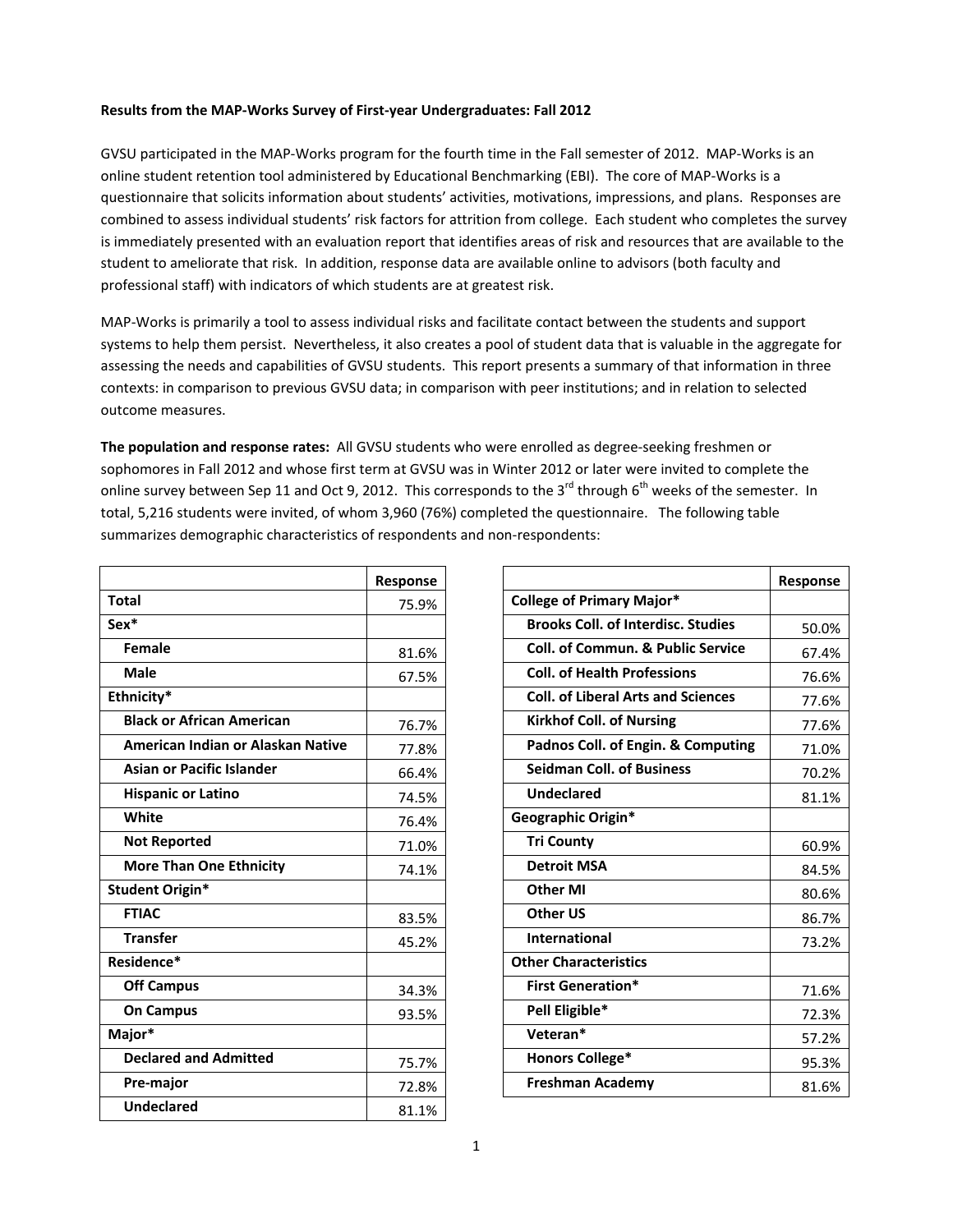**Results from the MAP-Works Survey of First-year Undergraduates: Fall 2012**

GVSU participated in the MAP-Works program for the fourth time in the Fall semester of 2012. MAP-Works is an online student retention tool administered by Educational Benchmarking (EBI). The core of MAP-Works is a questionnaire that solicits information about students' activities, motivations, impressions, and plans. Responses are combined to assess individual students' risk factors for attrition from college. Each student who completes the survey is immediately presented with an evaluation report that identifies areas of risk and resources that are available to the student to ameliorate that risk. In addition, response data are available online to advisors (both faculty and professional staff) with indicators of which students are at greatest risk.

MAP-Works is primarily a tool to assess individual risks and facilitate contact between the students and support systems to help them persist. Nevertheless, it also creates a pool of student data that is valuable in the aggregate for assessing the needs and capabilities of GVSU students. This report presents a summary of that information in three contexts: in comparison to previous GVSU data; in comparison with peer institutions; and in relation to selected outcome measures.

**The population and response rates:** All GVSU students who were enrolled as degree-seeking freshmen or sophomores in Fall 2012 and whose first term at GVSU was in Winter 2012 or later were invited to complete the online survey between Sep 11 and Oct 9, 2012. This corresponds to the 3rd through 6th weeks of the semester. In total, 5,216 students were invited, of whom 3,960 (76%) completed the questionnaire. The following table summarizes demographic characteristics of respondents and non-respondents:

| | Response |
|---|---|
| **Total** | 75.9% |
| **Sex*** | |
| **Female** | 81.6% |
| **Male** | 67.5% |
| **Ethnicity*** | |
| **Black or African American** | 76.7% |
| **American Indian or Alaskan Native** | 77.8% |
| **Asian or Pacific Islander** | 66.4% |
| **Hispanic or Latino** | 74.5% |
| **White** | 76.4% |
| **Not Reported** | 71.0% |
| **More Than One Ethnicity** | 74.1% |
| **Student Origin*** | |
| **FTIAC** | 83.5% |
| **Transfer** | 45.2% |
| **Residence*** | |
| **Off Campus** | 34.3% |
| **On Campus** | 93.5% |
| **Major*** | |
| **Declared and Admitted** | 75.7% |
| **Pre-major** | 72.8% |
| **Undeclared** | 81.1% |

| | Response |
|---|---|
| **College of Primary Major*** | |
| **Brooks Coll. of Interdisc. Studies** | 50.0% |
| **Coll. of Commun. & Public Service** | 67.4% |
| **Coll. of Health Professions** | 76.6% |
| **Coll. of Liberal Arts and Sciences** | 77.6% |
| **Kirkhof Coll. of Nursing** | 77.6% |
| **Padnos Coll. of Engin. & Computing** | 71.0% |
| **Seidman Coll. of Business** | 70.2% |
| **Undeclared** | 81.1% |
| **Geographic Origin*** | |
| **Tri County** | 60.9% |
| **Detroit MSA** | 84.5% |
| **Other MI** | 80.6% |
| **Other US** | 86.7% |
| **International** | 73.2% |
| **Other Characteristics** | |
| **First Generation*** | 71.6% |
| **Pell Eligible*** | 72.3% |
| **Veteran*** | 57.2% |
| **Honors College*** | 95.3% |
| **Freshman Academy** | 81.6% |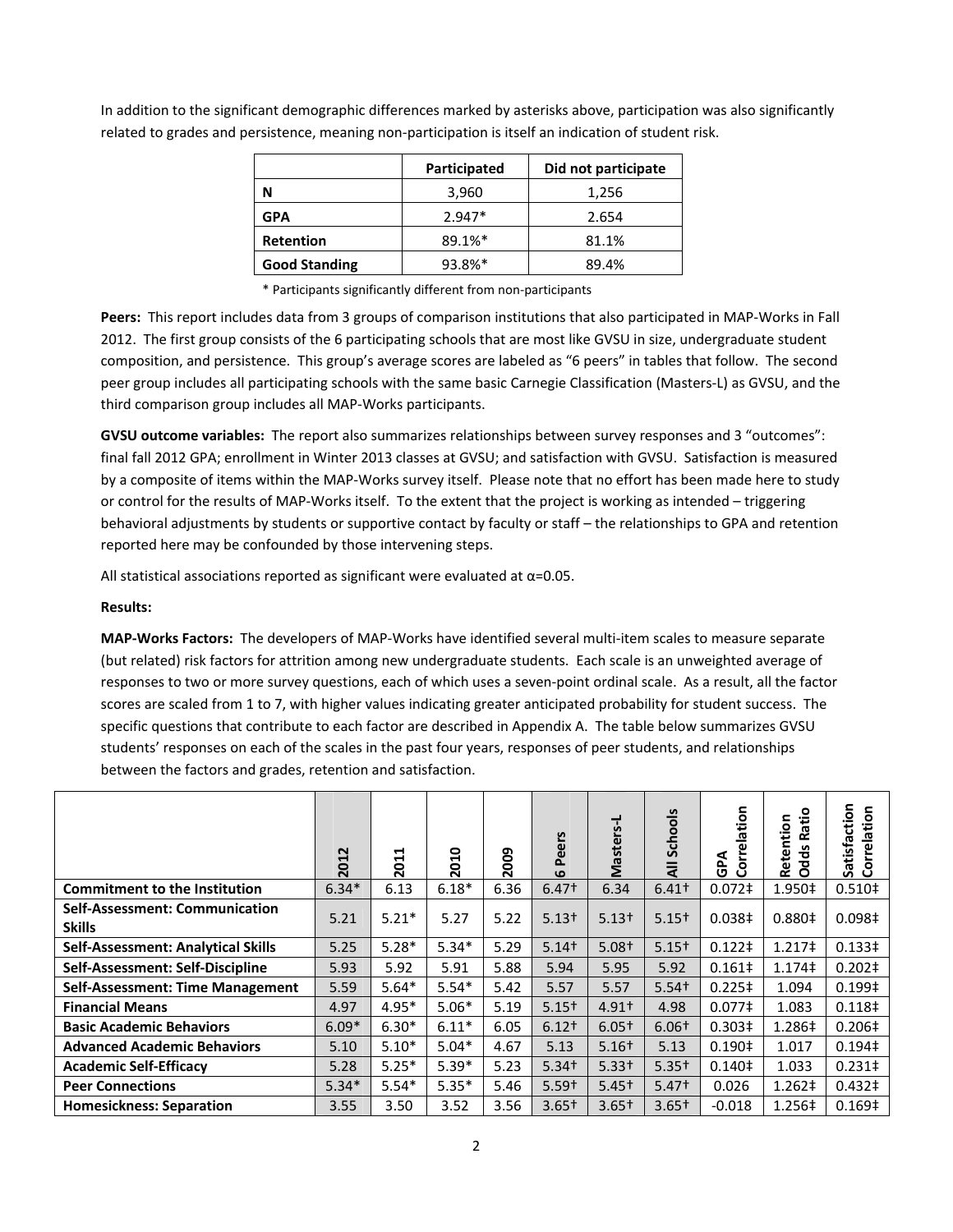In addition to the significant demographic differences marked by asterisks above, participation was also significantly related to grades and persistence, meaning non-participation is itself an indication of student risk.

| | Participated | Did not participate |
|---|---|---|
| **N** | 3,960 | 1,256 |
| **GPA** | 2.947* | 2.654 |
| **Retention** | 89.1%* | 81.1% |
| **Good Standing** | 93.8%* | 89.4% |

\* Participants significantly different from non-participants

**Peers:** This report includes data from 3 groups of comparison institutions that also participated in MAP-Works in Fall 2012. The first group consists of the 6 participating schools that are most like GVSU in size, undergraduate student composition, and persistence. This group's average scores are labeled as "6 peers" in tables that follow. The second peer group includes all participating schools with the same basic Carnegie Classification (Masters-L) as GVSU, and the third comparison group includes all MAP-Works participants.

**GVSU outcome variables:** The report also summarizes relationships between survey responses and 3 "outcomes": final fall 2012 GPA; enrollment in Winter 2013 classes at GVSU; and satisfaction with GVSU. Satisfaction is measured by a composite of items within the MAP-Works survey itself. Please note that no effort has been made here to study or control for the results of MAP-Works itself. To the extent that the project is working as intended – triggering behavioral adjustments by students or supportive contact by faculty or staff – the relationships to GPA and retention reported here may be confounded by those intervening steps.

All statistical associations reported as significant were evaluated at $\alpha=0.05$.

**Results:**

**MAP-Works Factors:** The developers of MAP-Works have identified several multi-item scales to measure separate (but related) risk factors for attrition among new undergraduate students. Each scale is an unweighted average of responses to two or more survey questions, each of which uses a seven-point ordinal scale. As a result, all the factor scores are scaled from 1 to 7, with higher values indicating greater anticipated probability for student success. The specific questions that contribute to each factor are described in Appendix A. The table below summarizes GVSU students' responses on each of the scales in the past four years, responses of peer students, and relationships between the factors and grades, retention and satisfaction.

| | 2012 | 2011 | 2010 | 2009 | 6 Peers | Masters-L | All Schools | GPA Correlation | Retention Odds Ratio | Satisfaction Correlation |
|---|---|---|---|---|---|---|---|---|---|---|
| **Commitment to the Institution** | 6.34* | 6.13 | 6.18* | 6.36 | 6.47† | 6.34 | 6.41† | 0.072‡ | 1.950‡ | 0.510‡ |
| **Self-Assessment: Communication Skills** | 5.21 | 5.21* | 5.27 | 5.22 | 5.13† | 5.13† | 5.15† | 0.038‡ | 0.880‡ | 0.098‡ |
| **Self-Assessment: Analytical Skills** | 5.25 | 5.28* | 5.34* | 5.29 | 5.14† | 5.08† | 5.15† | 0.122‡ | 1.217‡ | 0.133‡ |
| **Self-Assessment: Self-Discipline** | 5.93 | 5.92 | 5.91 | 5.88 | 5.94 | 5.95 | 5.92 | 0.161‡ | 1.174‡ | 0.202‡ |
| **Self-Assessment: Time Management** | 5.59 | 5.64* | 5.54* | 5.42 | 5.57 | 5.57 | 5.54† | 0.225‡ | 1.094 | 0.199‡ |
| **Financial Means** | 4.97 | 4.95* | 5.06* | 5.19 | 5.15† | 4.91† | 4.98 | 0.077‡ | 1.083 | 0.118‡ |
| **Basic Academic Behaviors** | 6.09* | 6.30* | 6.11* | 6.05 | 6.12† | 6.05† | 6.06† | 0.303‡ | 1.286‡ | 0.206‡ |
| **Advanced Academic Behaviors** | 5.10 | 5.10* | 5.04* | 4.67 | 5.13 | 5.16† | 5.13 | 0.190‡ | 1.017 | 0.194‡ |
| **Academic Self-Efficacy** | 5.28 | 5.25* | 5.39* | 5.23 | 5.34† | 5.33† | 5.35† | 0.140‡ | 1.033 | 0.231‡ |
| **Peer Connections** | 5.34* | 5.54* | 5.35* | 5.46 | 5.59† | 5.45† | 5.47† | 0.026 | 1.262‡ | 0.432‡ |
| **Homesickness: Separation** | 3.55 | 3.50 | 3.52 | 3.56 | 3.65† | 3.65† | 3.65† | -0.018 | 1.256‡ | 0.169‡ |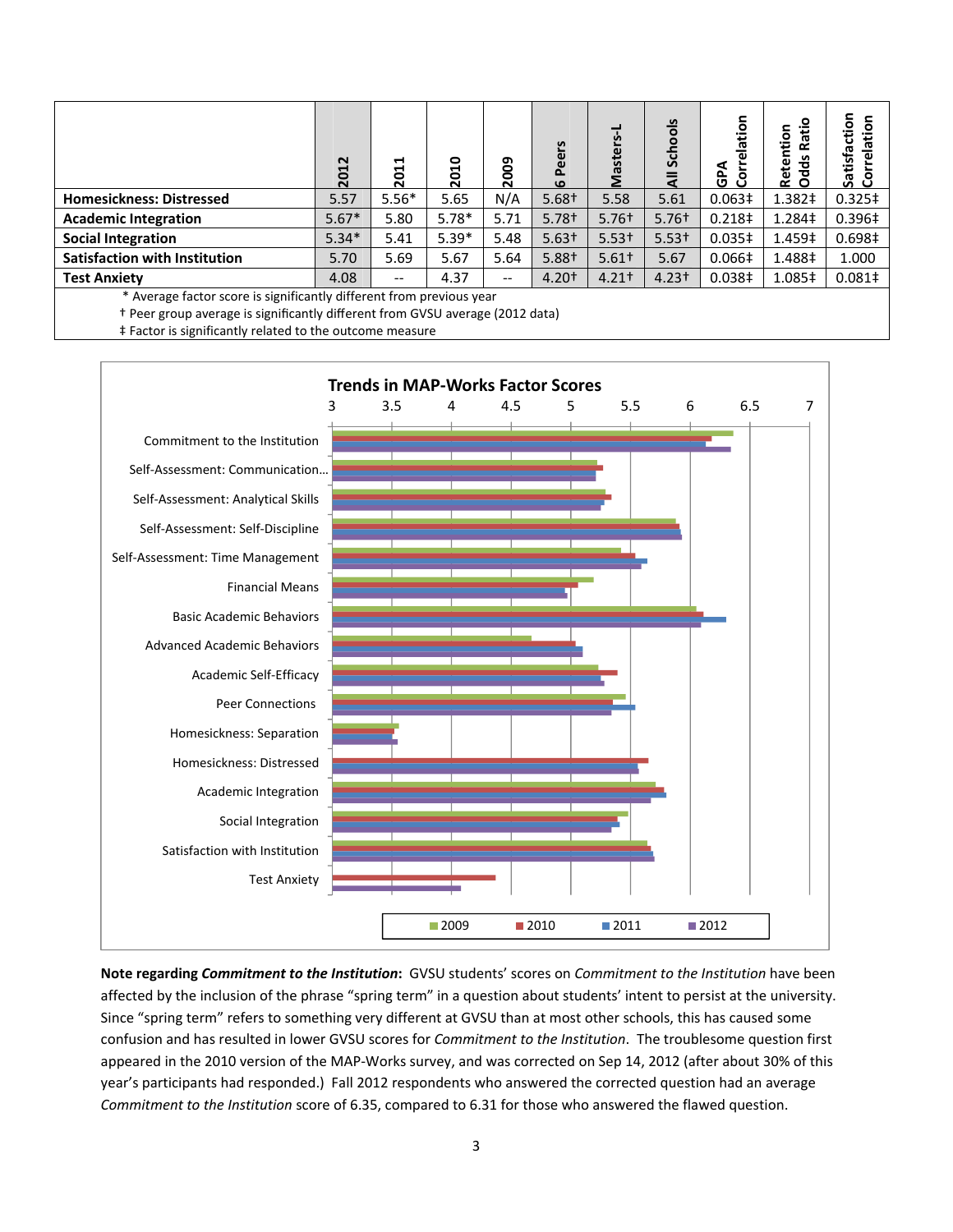| | 2012 | 2011 | 2010 | 2009 | 6 Peers | Masters-L | All Schools | GPA Correlation | Retention Odds Ratio | Satisfaction Correlation |
|---|---|---|---|---|---|---|---|---|---|---|
| **Homesickness: Distressed** | 5.57 | 5.56* | 5.65 | N/A | 5.68† | 5.58 | 5.61 | 0.063‡ | 1.382‡ | 0.325‡ |
| **Academic Integration** | 5.67* | 5.80 | 5.78* | 5.71 | 5.78† | 5.76† | 5.76† | 0.218‡ | 1.284‡ | 0.396‡ |
| **Social Integration** | 5.34* | 5.41 | 5.39* | 5.48 | 5.63† | 5.53† | 5.53† | 0.035‡ | 1.459‡ | 0.698‡ |
| **Satisfaction with Institution** | 5.70 | 5.69 | 5.67 | 5.64 | 5.88† | 5.61† | 5.67 | 0.066‡ | 1.488‡ | 1.000 |
| **Test Anxiety** | 4.08 | -- | 4.37 | -- | 4.20† | 4.21† | 4.23† | 0.038‡ | 1.085‡ | 0.081‡ |

\* Average factor score is significantly different from previous year

† Peer group average is significantly different from GVSU average (2012 data)

‡ Factor is significantly related to the outcome measure

**Trends in MAP-Works Factor Scores**

**Note regarding *Commitment to the Institution*:** GVSU students' scores on *Commitment to the Institution* have been affected by the inclusion of the phrase "spring term" in a question about students' intent to persist at the university. Since "spring term" refers to something very different at GVSU than at most other schools, this has caused some confusion and has resulted in lower GVSU scores for *Commitment to the Institution*. The troublesome question first appeared in the 2010 version of the MAP-Works survey, and was corrected on Sep 14, 2012 (after about 30% of this year's participants had responded.) Fall 2012 respondents who answered the corrected question had an average *Commitment to the Institution* score of 6.35, compared to 6.31 for those who answered the flawed question.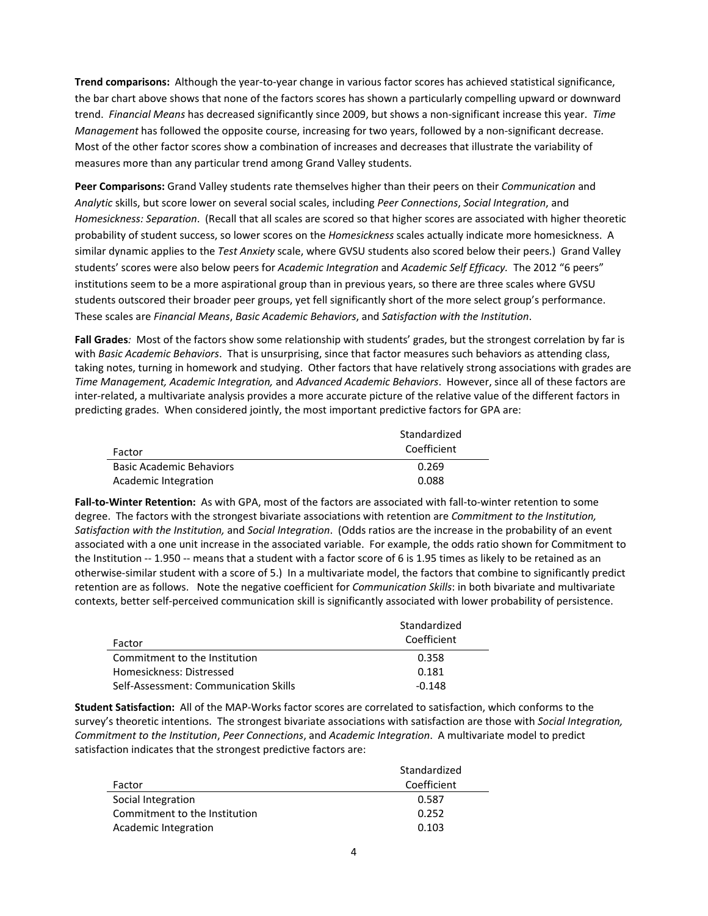**Trend comparisons:** Although the year-to-year change in various factor scores has achieved statistical significance, the bar chart above shows that none of the factors scores has shown a particularly compelling upward or downward trend. *Financial Means* has decreased significantly since 2009, but shows a non-significant increase this year. *Time Management* has followed the opposite course, increasing for two years, followed by a non-significant decrease. Most of the other factor scores show a combination of increases and decreases that illustrate the variability of measures more than any particular trend among Grand Valley students.

**Peer Comparisons:** Grand Valley students rate themselves higher than their peers on their *Communication* and *Analytic* skills, but score lower on several social scales, including *Peer Connections*, *Social Integration*, and *Homesickness: Separation*. (Recall that all scales are scored so that higher scores are associated with higher theoretic probability of student success, so lower scores on the *Homesickness* scales actually indicate more homesickness. A similar dynamic applies to the *Test Anxiety* scale, where GVSU students also scored below their peers.) Grand Valley students' scores were also below peers for *Academic Integration* and *Academic Self Efficacy.* The 2012 "6 peers" institutions seem to be a more aspirational group than in previous years, so there are three scales where GVSU students outscored their broader peer groups, yet fell significantly short of the more select group's performance. These scales are *Financial Means*, *Basic Academic Behaviors*, and *Satisfaction with the Institution*.

**Fall Grades***:* Most of the factors show some relationship with students' grades, but the strongest correlation by far is with *Basic Academic Behaviors*. That is unsurprising, since that factor measures such behaviors as attending class, taking notes, turning in homework and studying. Other factors that have relatively strong associations with grades are *Time Management, Academic Integration,* and *Advanced Academic Behaviors*. However, since all of these factors are inter-related, a multivariate analysis provides a more accurate picture of the relative value of the different factors in predicting grades. When considered jointly, the most important predictive factors for GPA are:

| Factor | Standardized Coefficient |
|---|---|
| Basic Academic Behaviors | 0.269 |
| Academic Integration | 0.088 |

**Fall-to-Winter Retention:** As with GPA, most of the factors are associated with fall-to-winter retention to some degree. The factors with the strongest bivariate associations with retention are *Commitment to the Institution, Satisfaction with the Institution,* and *Social Integration*. (Odds ratios are the increase in the probability of an event associated with a one unit increase in the associated variable. For example, the odds ratio shown for Commitment to the Institution -- 1.950 -- means that a student with a factor score of 6 is 1.95 times as likely to be retained as an otherwise-similar student with a score of 5.) In a multivariate model, the factors that combine to significantly predict retention are as follows. Note the negative coefficient for *Communication Skills*: in both bivariate and multivariate contexts, better self-perceived communication skill is significantly associated with lower probability of persistence.

| Factor | Standardized Coefficient |
|---|---|
| Commitment to the Institution | 0.358 |
| Homesickness: Distressed | 0.181 |
| Self-Assessment: Communication Skills | -0.148 |

**Student Satisfaction:** All of the MAP-Works factor scores are correlated to satisfaction, which conforms to the survey's theoretic intentions. The strongest bivariate associations with satisfaction are those with *Social Integration, Commitment to the Institution*, *Peer Connections*, and *Academic Integration*. A multivariate model to predict satisfaction indicates that the strongest predictive factors are:

| Factor | Standardized Coefficient |
|---|---|
| Social Integration | 0.587 |
| Commitment to the Institution | 0.252 |
| Academic Integration | 0.103 |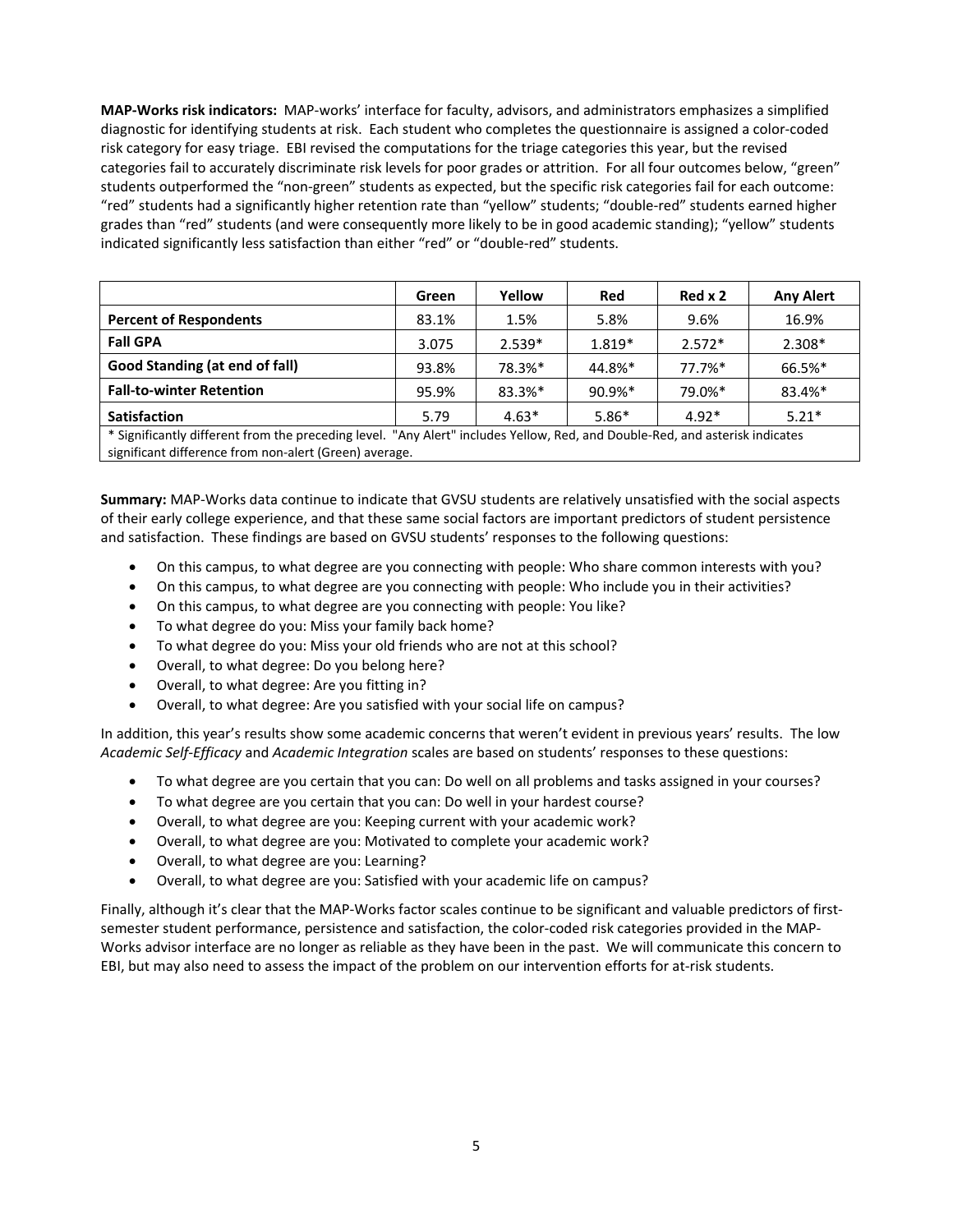**MAP-Works risk indicators:** MAP-works' interface for faculty, advisors, and administrators emphasizes a simplified diagnostic for identifying students at risk. Each student who completes the questionnaire is assigned a color-coded risk category for easy triage. EBI revised the computations for the triage categories this year, but the revised categories fail to accurately discriminate risk levels for poor grades or attrition. For all four outcomes below, "green" students outperformed the "non-green" students as expected, but the specific risk categories fail for each outcome: "red" students had a significantly higher retention rate than "yellow" students; "double-red" students earned higher grades than "red" students (and were consequently more likely to be in good academic standing); "yellow" students indicated significantly less satisfaction than either "red" or "double-red" students.

| | Green | Yellow | Red | Red x 2 | Any Alert |
|---|---|---|---|---|---|
| **Percent of Respondents** | 83.1% | 1.5% | 5.8% | 9.6% | 16.9% |
| **Fall GPA** | 3.075 | 2.539* | 1.819* | 2.572* | 2.308* |
| **Good Standing (at end of fall)** | 93.8% | 78.3%* | 44.8%* | 77.7%* | 66.5%* |
| **Fall-to-winter Retention** | 95.9% | 83.3%* | 90.9%* | 79.0%* | 83.4%* |
| **Satisfaction** | 5.79 | 4.63* | 5.86* | 4.92* | 5.21* |

* Significantly different from the preceding level. "Any Alert" includes Yellow, Red, and Double-Red, and asterisk indicates significant difference from non-alert (Green) average.

**Summary:** MAP-Works data continue to indicate that GVSU students are relatively unsatisfied with the social aspects of their early college experience, and that these same social factors are important predictors of student persistence and satisfaction. These findings are based on GVSU students' responses to the following questions:

- On this campus, to what degree are you connecting with people: Who share common interests with you?
- On this campus, to what degree are you connecting with people: Who include you in their activities?
- On this campus, to what degree are you connecting with people: You like?
- To what degree do you: Miss your family back home?
- To what degree do you: Miss your old friends who are not at this school?
- Overall, to what degree: Do you belong here?
- Overall, to what degree: Are you fitting in?
- Overall, to what degree: Are you satisfied with your social life on campus?

In addition, this year's results show some academic concerns that weren't evident in previous years' results. The low *Academic Self-Efficacy* and *Academic Integration* scales are based on students' responses to these questions:

- To what degree are you certain that you can: Do well on all problems and tasks assigned in your courses?
- To what degree are you certain that you can: Do well in your hardest course?
- Overall, to what degree are you: Keeping current with your academic work?
- Overall, to what degree are you: Motivated to complete your academic work?
- Overall, to what degree are you: Learning?
- Overall, to what degree are you: Satisfied with your academic life on campus?

Finally, although it's clear that the MAP-Works factor scales continue to be significant and valuable predictors of first-semester student performance, persistence and satisfaction, the color-coded risk categories provided in the MAP-Works advisor interface are no longer as reliable as they have been in the past. We will communicate this concern to EBI, but may also need to assess the impact of the problem on our intervention efforts for at-risk students.